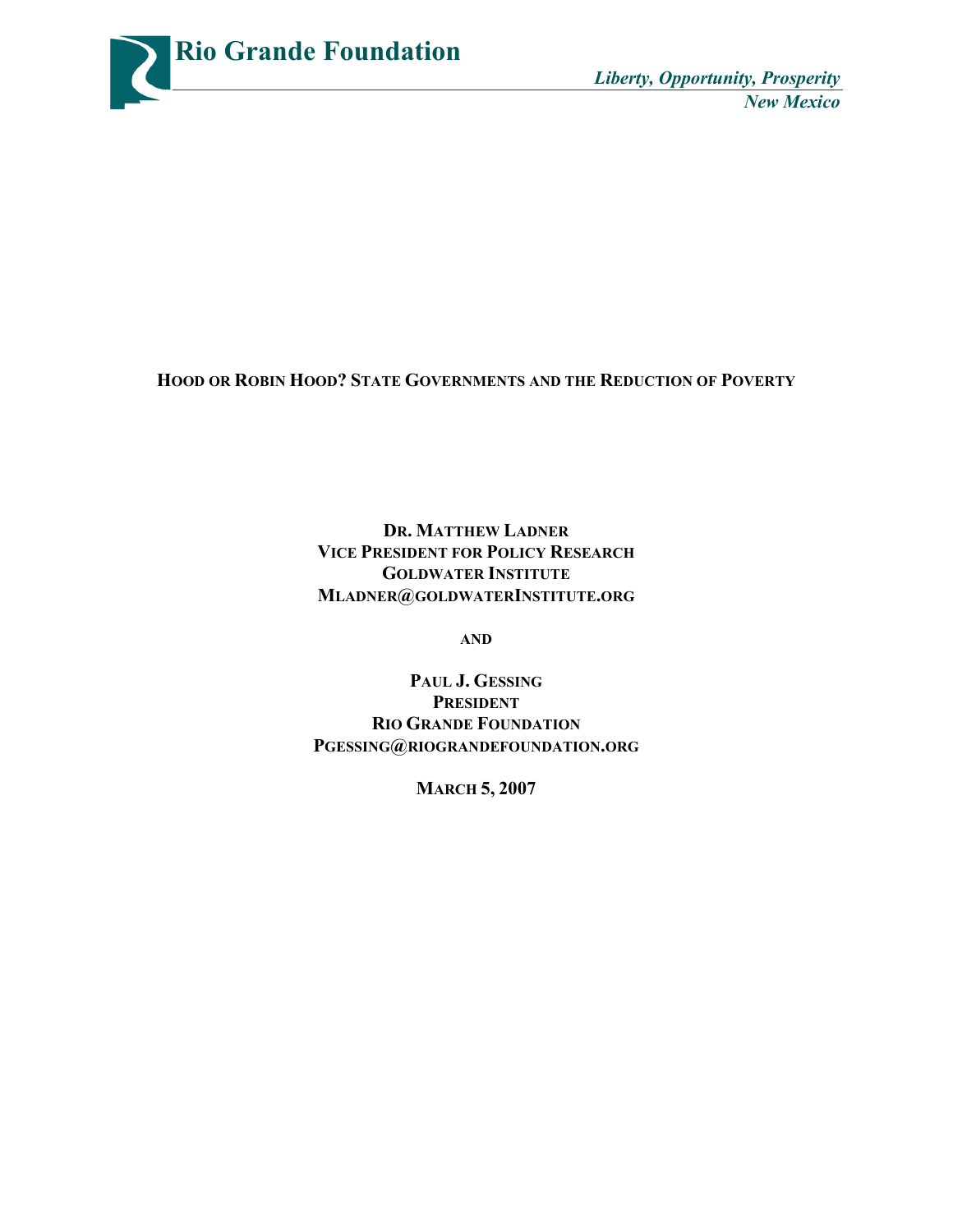# Rio Grande Foundation

*Liberty, Opportunity, Prosperity*
*New Mexico*

**HOOD OR ROBIN HOOD? STATE GOVERNMENTS AND THE REDUCTION OF POVERTY**

**DR. MATTHEW LADNER**
**VICE PRESIDENT FOR POLICY RESEARCH**
**GOLDWATER INSTITUTE**
**MLADNER@GOLDWATERINSTITUTE.ORG**

**AND**

**PAUL J. GESSING**
**PRESIDENT**
**RIO GRANDE FOUNDATION**
**PGESSING@RIOGRANDEFOUNDATION.ORG**

**MARCH 5, 2007**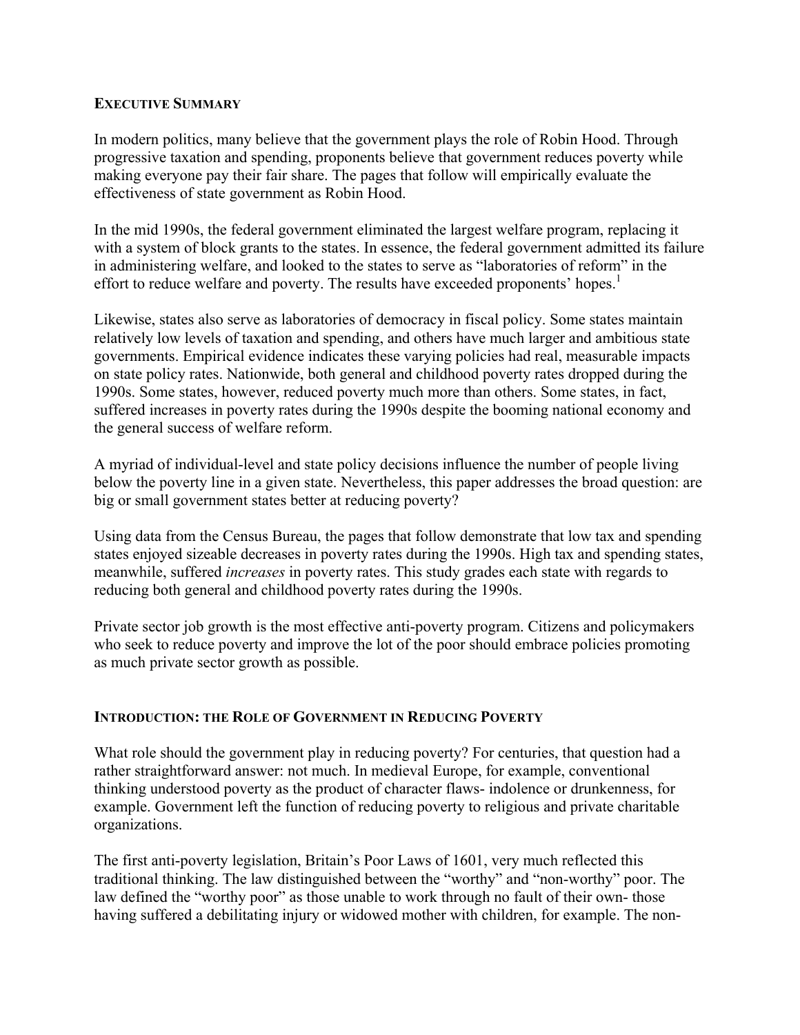## EXECUTIVE SUMMARY

In modern politics, many believe that the government plays the role of Robin Hood. Through progressive taxation and spending, proponents believe that government reduces poverty while making everyone pay their fair share. The pages that follow will empirically evaluate the effectiveness of state government as Robin Hood.

In the mid 1990s, the federal government eliminated the largest welfare program, replacing it with a system of block grants to the states. In essence, the federal government admitted its failure in administering welfare, and looked to the states to serve as "laboratories of reform" in the effort to reduce welfare and poverty. The results have exceeded proponents' hopes.[1]

Likewise, states also serve as laboratories of democracy in fiscal policy. Some states maintain relatively low levels of taxation and spending, and others have much larger and ambitious state governments. Empirical evidence indicates these varying policies had real, measurable impacts on state policy rates. Nationwide, both general and childhood poverty rates dropped during the 1990s. Some states, however, reduced poverty much more than others. Some states, in fact, suffered increases in poverty rates during the 1990s despite the booming national economy and the general success of welfare reform.

A myriad of individual-level and state policy decisions influence the number of people living below the poverty line in a given state. Nevertheless, this paper addresses the broad question: are big or small government states better at reducing poverty?

Using data from the Census Bureau, the pages that follow demonstrate that low tax and spending states enjoyed sizeable decreases in poverty rates during the 1990s. High tax and spending states, meanwhile, suffered *increases* in poverty rates. This study grades each state with regards to reducing both general and childhood poverty rates during the 1990s.

Private sector job growth is the most effective anti-poverty program. Citizens and policymakers who seek to reduce poverty and improve the lot of the poor should embrace policies promoting as much private sector growth as possible.

## INTRODUCTION: THE ROLE OF GOVERNMENT IN REDUCING POVERTY

What role should the government play in reducing poverty? For centuries, that question had a rather straightforward answer: not much. In medieval Europe, for example, conventional thinking understood poverty as the product of character flaws- indolence or drunkenness, for example. Government left the function of reducing poverty to religious and private charitable organizations.

The first anti-poverty legislation, Britain's Poor Laws of 1601, very much reflected this traditional thinking. The law distinguished between the "worthy" and "non-worthy" poor. The law defined the "worthy poor" as those unable to work through no fault of their own- those having suffered a debilitating injury or widowed mother with children, for example. The non-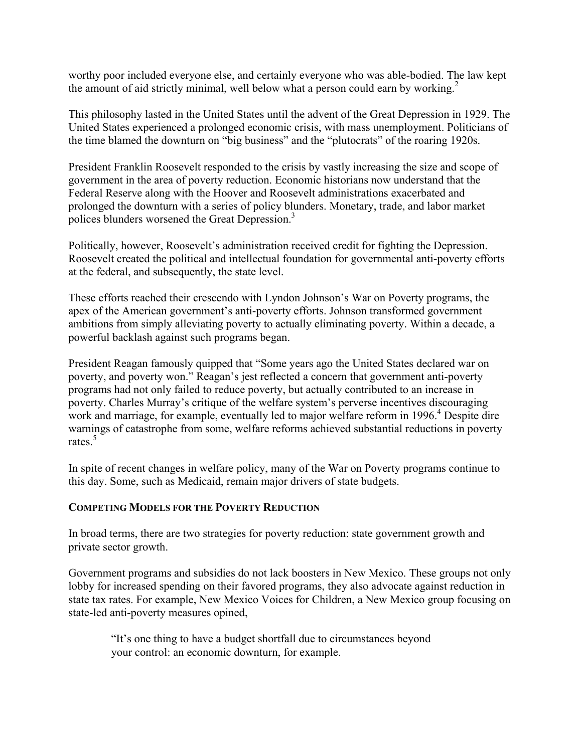worthy poor included everyone else, and certainly everyone who was able-bodied. The law kept the amount of aid strictly minimal, well below what a person could earn by working.[2]

This philosophy lasted in the United States until the advent of the Great Depression in 1929. The United States experienced a prolonged economic crisis, with mass unemployment. Politicians of the time blamed the downturn on "big business" and the "plutocrats" of the roaring 1920s.

President Franklin Roosevelt responded to the crisis by vastly increasing the size and scope of government in the area of poverty reduction. Economic historians now understand that the Federal Reserve along with the Hoover and Roosevelt administrations exacerbated and prolonged the downturn with a series of policy blunders. Monetary, trade, and labor market polices blunders worsened the Great Depression.[3]

Politically, however, Roosevelt's administration received credit for fighting the Depression. Roosevelt created the political and intellectual foundation for governmental anti-poverty efforts at the federal, and subsequently, the state level.

These efforts reached their crescendo with Lyndon Johnson's War on Poverty programs, the apex of the American government's anti-poverty efforts. Johnson transformed government ambitions from simply alleviating poverty to actually eliminating poverty. Within a decade, a powerful backlash against such programs began.

President Reagan famously quipped that "Some years ago the United States declared war on poverty, and poverty won." Reagan's jest reflected a concern that government anti-poverty programs had not only failed to reduce poverty, but actually contributed to an increase in poverty. Charles Murray's critique of the welfare system's perverse incentives discouraging work and marriage, for example, eventually led to major welfare reform in 1996.[4] Despite dire warnings of catastrophe from some, welfare reforms achieved substantial reductions in poverty rates.[5]

In spite of recent changes in welfare policy, many of the War on Poverty programs continue to this day. Some, such as Medicaid, remain major drivers of state budgets.

## COMPETING MODELS FOR THE POVERTY REDUCTION

In broad terms, there are two strategies for poverty reduction: state government growth and private sector growth.

Government programs and subsidies do not lack boosters in New Mexico. These groups not only lobby for increased spending on their favored programs, they also advocate against reduction in state tax rates. For example, New Mexico Voices for Children, a New Mexico group focusing on state-led anti-poverty measures opined,

> "It's one thing to have a budget shortfall due to circumstances beyond your control: an economic downturn, for example.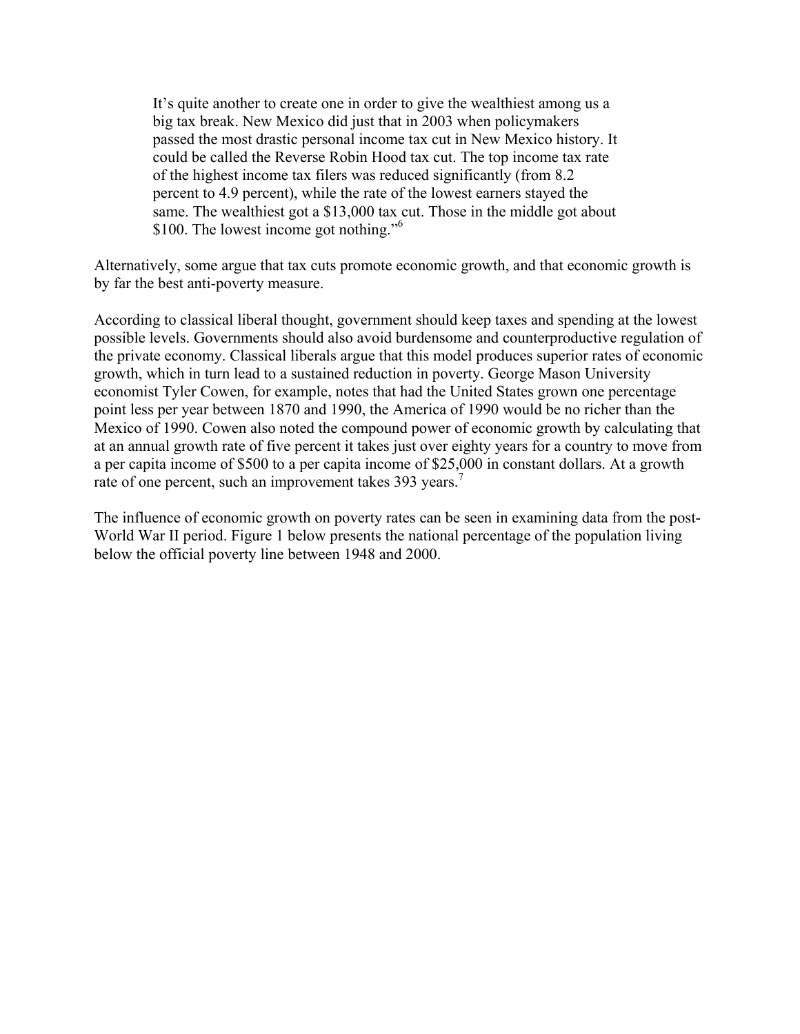> It's quite another to create one in order to give the wealthiest among us a big tax break. New Mexico did just that in 2003 when policymakers passed the most drastic personal income tax cut in New Mexico history. It could be called the Reverse Robin Hood tax cut. The top income tax rate of the highest income tax filers was reduced significantly (from 8.2 percent to 4.9 percent), while the rate of the lowest earners stayed the same. The wealthiest got a $13,000 tax cut. Those in the middle got about $100. The lowest income got nothing."[6]

Alternatively, some argue that tax cuts promote economic growth, and that economic growth is by far the best anti-poverty measure.

According to classical liberal thought, government should keep taxes and spending at the lowest possible levels. Governments should also avoid burdensome and counterproductive regulation of the private economy. Classical liberals argue that this model produces superior rates of economic growth, which in turn lead to a sustained reduction in poverty. George Mason University economist Tyler Cowen, for example, notes that had the United States grown one percentage point less per year between 1870 and 1990, the America of 1990 would be no richer than the Mexico of 1990. Cowen also noted the compound power of economic growth by calculating that at an annual growth rate of five percent it takes just over eighty years for a country to move from a per capita income of $500 to a per capita income of $25,000 in constant dollars. At a growth rate of one percent, such an improvement takes 393 years.[7]

The influence of economic growth on poverty rates can be seen in examining data from the post-World War II period. Figure 1 below presents the national percentage of the population living below the official poverty line between 1948 and 2000.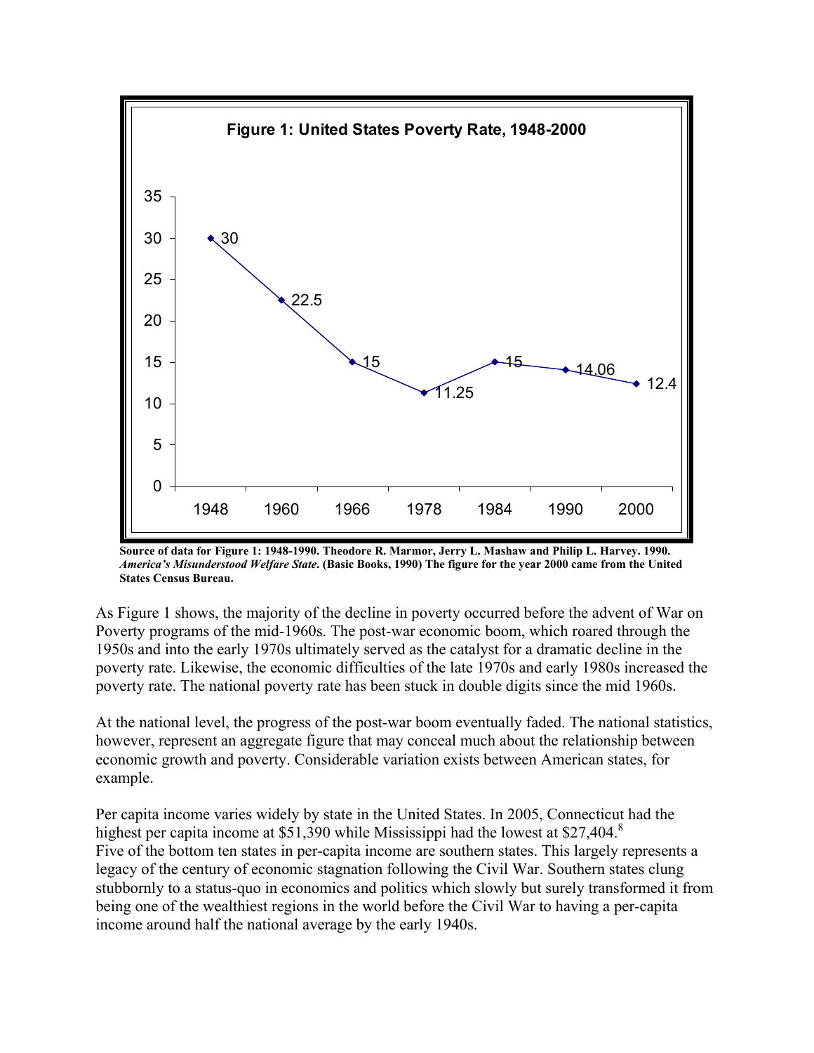**Figure 1: United States Poverty Rate, 1948-2000**

| Year | Poverty Rate |
| --- | --- |
| 1948 | 30 |
| 1960 | 22.5 |
| 1966 | 15 |
| 1978 | 11.25 |
| 1984 | 15 |
| 1990 | 14.06 |
| 2000 | 12.4 |

**Source of data for Figure 1: 1948-1990. Theodore R. Marmor, Jerry L. Mashaw and Philip L. Harvey. 1990. *America's Misunderstood Welfare State*. (Basic Books, 1990) The figure for the year 2000 came from the United States Census Bureau.**

As Figure 1 shows, the majority of the decline in poverty occurred before the advent of War on Poverty programs of the mid-1960s. The post-war economic boom, which roared through the 1950s and into the early 1970s ultimately served as the catalyst for a dramatic decline in the poverty rate. Likewise, the economic difficulties of the late 1970s and early 1980s increased the poverty rate. The national poverty rate has been stuck in double digits since the mid 1960s.

At the national level, the progress of the post-war boom eventually faded. The national statistics, however, represent an aggregate figure that may conceal much about the relationship between economic growth and poverty. Considerable variation exists between American states, for example.

Per capita income varies widely by state in the United States. In 2005, Connecticut had the highest per capita income at $51,390 while Mississippi had the lowest at $27,404.[8] Five of the bottom ten states in per-capita income are southern states. This largely represents a legacy of the century of economic stagnation following the Civil War. Southern states clung stubbornly to a status-quo in economics and politics which slowly but surely transformed it from being one of the wealthiest regions in the world before the Civil War to having a per-capita income around half the national average by the early 1940s.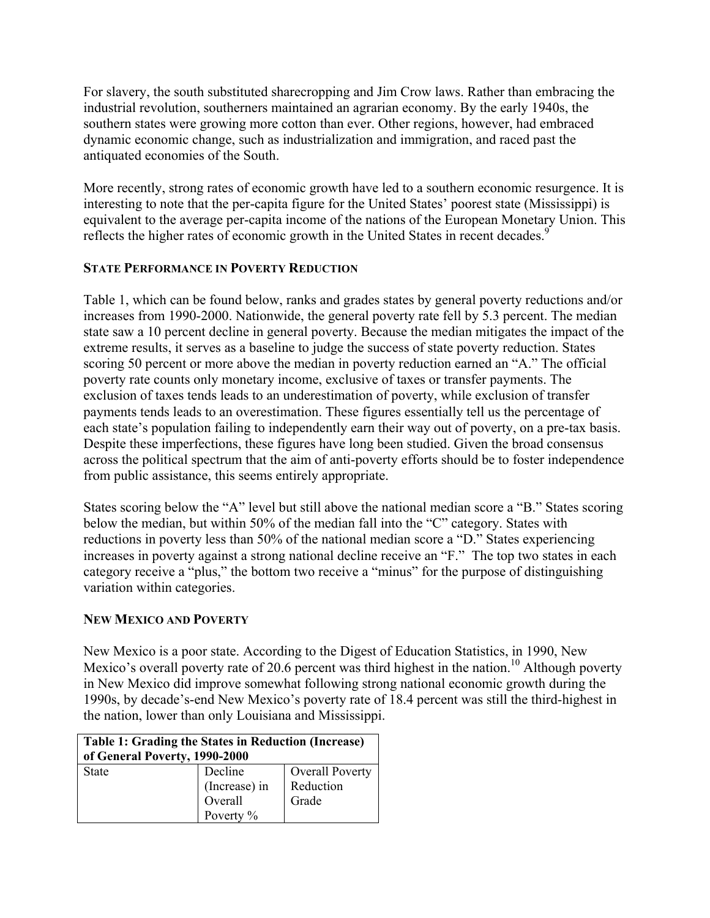For slavery, the south substituted sharecropping and Jim Crow laws. Rather than embracing the industrial revolution, southerners maintained an agrarian economy. By the early 1940s, the southern states were growing more cotton than ever. Other regions, however, had embraced dynamic economic change, such as industrialization and immigration, and raced past the antiquated economies of the South.

More recently, strong rates of economic growth have led to a southern economic resurgence. It is interesting to note that the per-capita figure for the United States' poorest state (Mississippi) is equivalent to the average per-capita income of the nations of the European Monetary Union. This reflects the higher rates of economic growth in the United States in recent decades.[9]

## STATE PERFORMANCE IN POVERTY REDUCTION

Table 1, which can be found below, ranks and grades states by general poverty reductions and/or increases from 1990-2000. Nationwide, the general poverty rate fell by 5.3 percent. The median state saw a 10 percent decline in general poverty. Because the median mitigates the impact of the extreme results, it serves as a baseline to judge the success of state poverty reduction. States scoring 50 percent or more above the median in poverty reduction earned an "A." The official poverty rate counts only monetary income, exclusive of taxes or transfer payments. The exclusion of taxes tends leads to an underestimation of poverty, while exclusion of transfer payments tends leads to an overestimation. These figures essentially tell us the percentage of each state's population failing to independently earn their way out of poverty, on a pre-tax basis. Despite these imperfections, these figures have long been studied. Given the broad consensus across the political spectrum that the aim of anti-poverty efforts should be to foster independence from public assistance, this seems entirely appropriate.

States scoring below the "A" level but still above the national median score a "B." States scoring below the median, but within 50% of the median fall into the "C" category. States with reductions in poverty less than 50% of the national median score a "D." States experiencing increases in poverty against a strong national decline receive an "F." The top two states in each category receive a "plus," the bottom two receive a "minus" for the purpose of distinguishing variation within categories.

## NEW MEXICO AND POVERTY

New Mexico is a poor state. According to the Digest of Education Statistics, in 1990, New Mexico's overall poverty rate of 20.6 percent was third highest in the nation.[10] Although poverty in New Mexico did improve somewhat following strong national economic growth during the 1990s, by decade's-end New Mexico's poverty rate of 18.4 percent was still the third-highest in the nation, lower than only Louisiana and Mississippi.

**Table 1: Grading the States in Reduction (Increase) of General Poverty, 1990-2000**

| State | Decline (Increase) in Overall Poverty % | Overall Poverty Reduction Grade |
|---|---|---|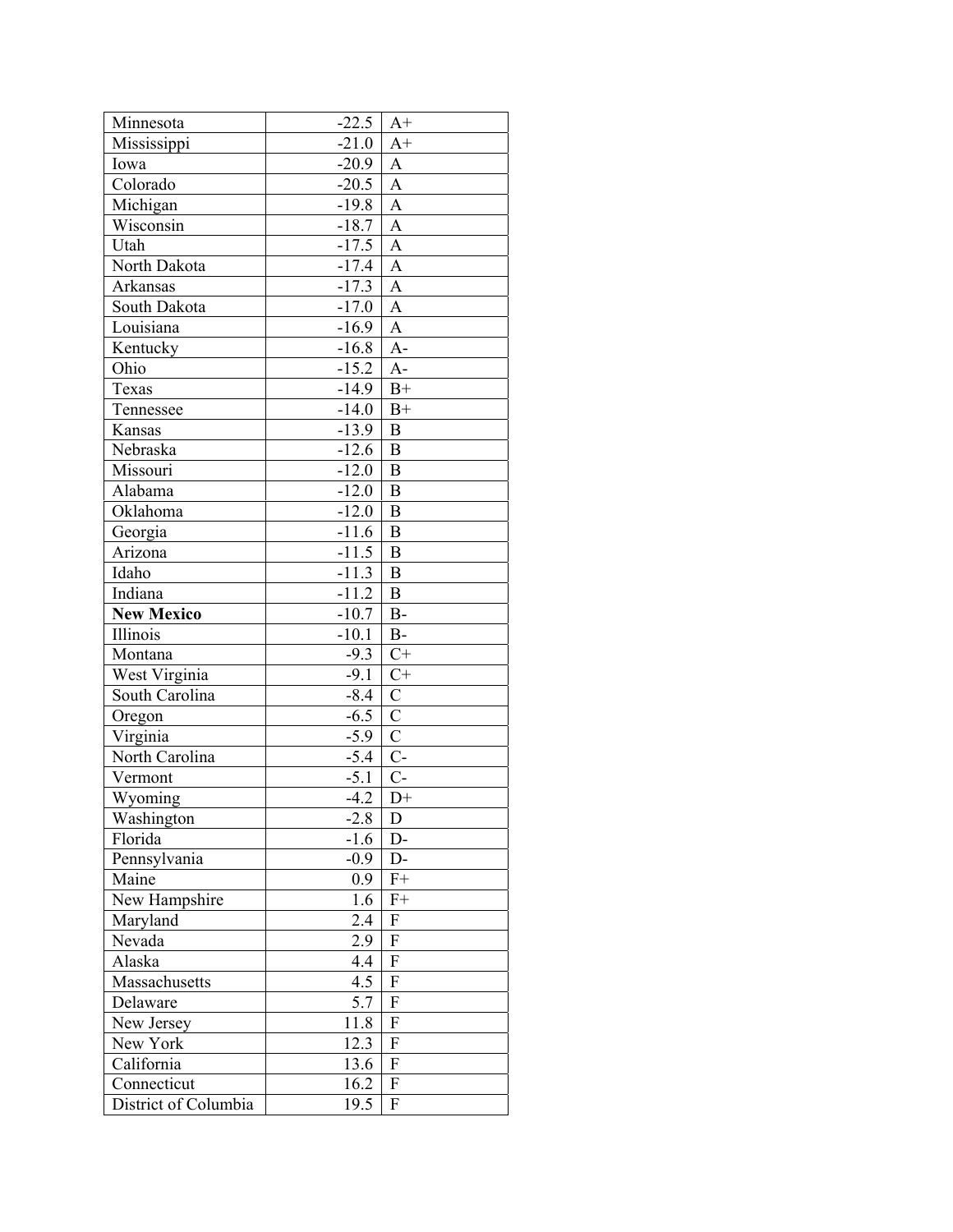| | | |
|---|---|---|
| Minnesota | -22.5 | A+ |
| Mississippi | -21.0 | A+ |
| Iowa | -20.9 | A |
| Colorado | -20.5 | A |
| Michigan | -19.8 | A |
| Wisconsin | -18.7 | A |
| Utah | -17.5 | A |
| North Dakota | -17.4 | A |
| Arkansas | -17.3 | A |
| South Dakota | -17.0 | A |
| Louisiana | -16.9 | A |
| Kentucky | -16.8 | A- |
| Ohio | -15.2 | A- |
| Texas | -14.9 | B+ |
| Tennessee | -14.0 | B+ |
| Kansas | -13.9 | B |
| Nebraska | -12.6 | B |
| Missouri | -12.0 | B |
| Alabama | -12.0 | B |
| Oklahoma | -12.0 | B |
| Georgia | -11.6 | B |
| Arizona | -11.5 | B |
| Idaho | -11.3 | B |
| Indiana | -11.2 | B |
| **New Mexico** | -10.7 | B- |
| Illinois | -10.1 | B- |
| Montana | -9.3 | C+ |
| West Virginia | -9.1 | C+ |
| South Carolina | -8.4 | C |
| Oregon | -6.5 | C |
| Virginia | -5.9 | C |
| North Carolina | -5.4 | C- |
| Vermont | -5.1 | C- |
| Wyoming | -4.2 | D+ |
| Washington | -2.8 | D |
| Florida | -1.6 | D- |
| Pennsylvania | -0.9 | D- |
| Maine | 0.9 | F+ |
| New Hampshire | 1.6 | F+ |
| Maryland | 2.4 | F |
| Nevada | 2.9 | F |
| Alaska | 4.4 | F |
| Massachusetts | 4.5 | F |
| Delaware | 5.7 | F |
| New Jersey | 11.8 | F |
| New York | 12.3 | F |
| California | 13.6 | F |
| Connecticut | 16.2 | F |
| District of Columbia | 19.5 | F |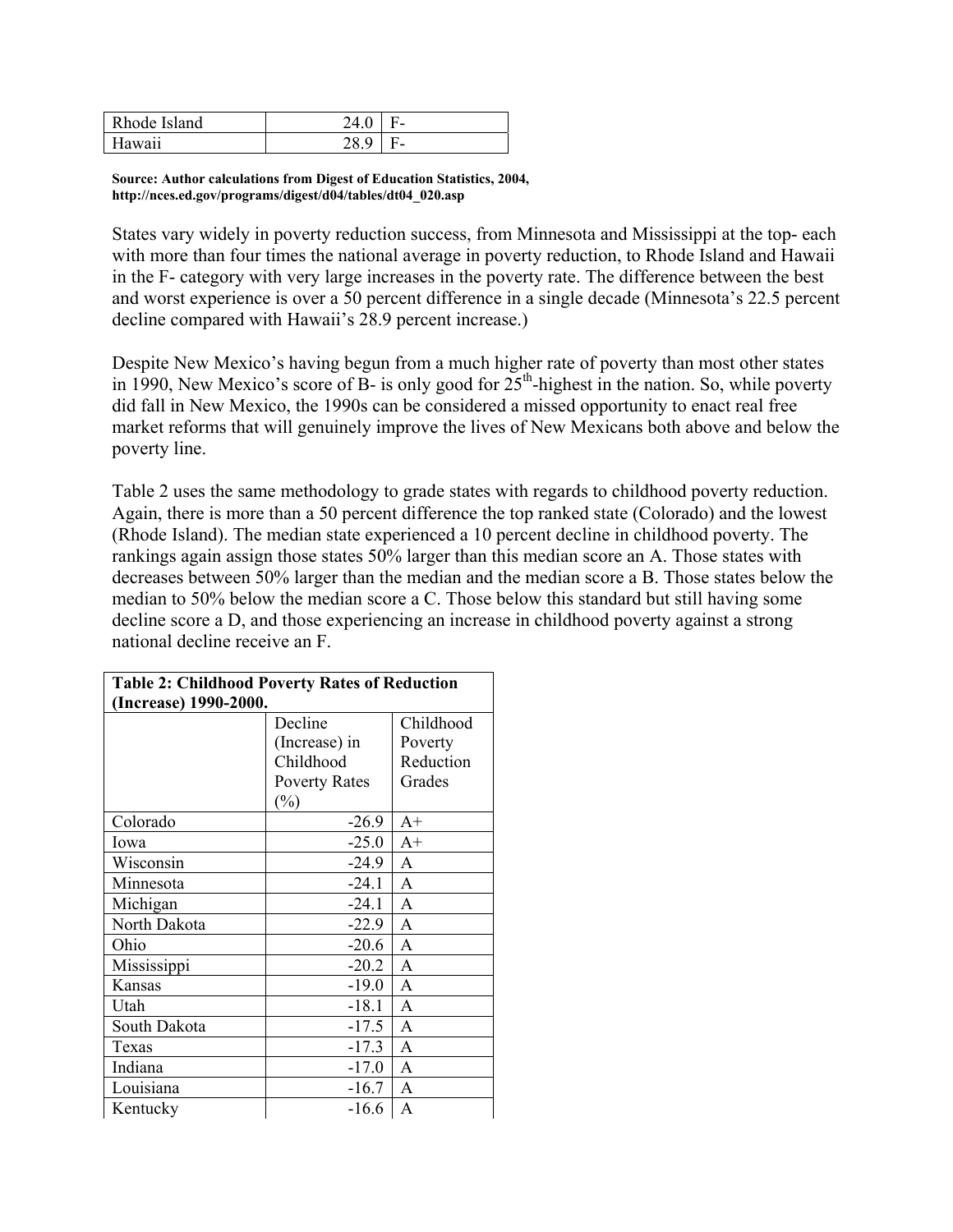| Rhode Island | 24.0 | F- |
|---|---|---|
| Hawaii | 28.9 | F- |

**Source: Author calculations from Digest of Education Statistics, 2004, http://nces.ed.gov/programs/digest/d04/tables/dt04_020.asp**

States vary widely in poverty reduction success, from Minnesota and Mississippi at the top- each with more than four times the national average in poverty reduction, to Rhode Island and Hawaii in the F- category with very large increases in the poverty rate. The difference between the best and worst experience is over a 50 percent difference in a single decade (Minnesota's 22.5 percent decline compared with Hawaii's 28.9 percent increase.)

Despite New Mexico's having begun from a much higher rate of poverty than most other states in 1990, New Mexico's score of B- is only good for 25th-highest in the nation. So, while poverty did fall in New Mexico, the 1990s can be considered a missed opportunity to enact real free market reforms that will genuinely improve the lives of New Mexicans both above and below the poverty line.

Table 2 uses the same methodology to grade states with regards to childhood poverty reduction. Again, there is more than a 50 percent difference the top ranked state (Colorado) and the lowest (Rhode Island). The median state experienced a 10 percent decline in childhood poverty. The rankings again assign those states 50% larger than this median score an A. Those states with decreases between 50% larger than the median and the median score a B. Those states below the median to 50% below the median score a C. Those below this standard but still having some decline score a D, and those experiencing an increase in childhood poverty against a strong national decline receive an F.

**Table 2: Childhood Poverty Rates of Reduction (Increase) 1990-2000.**

| | Decline (Increase) in Childhood Poverty Rates (%) | Childhood Poverty Reduction Grades |
|---|---|---|
| Colorado | -26.9 | A+ |
| Iowa | -25.0 | A+ |
| Wisconsin | -24.9 | A |
| Minnesota | -24.1 | A |
| Michigan | -24.1 | A |
| North Dakota | -22.9 | A |
| Ohio | -20.6 | A |
| Mississippi | -20.2 | A |
| Kansas | -19.0 | A |
| Utah | -18.1 | A |
| South Dakota | -17.5 | A |
| Texas | -17.3 | A |
| Indiana | -17.0 | A |
| Louisiana | -16.7 | A |
| Kentucky | -16.6 | A |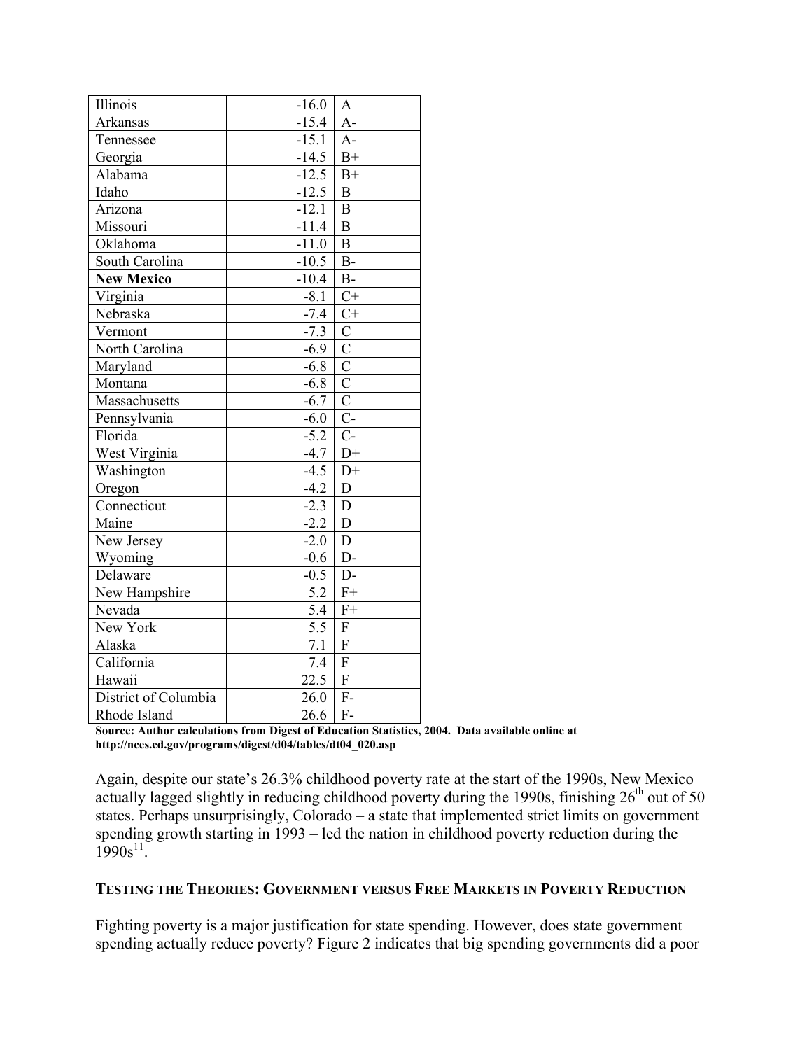| Illinois | -16.0 | A |
|---|---|---|
| Arkansas | -15.4 | A- |
| Tennessee | -15.1 | A- |
| Georgia | -14.5 | B+ |
| Alabama | -12.5 | B+ |
| Idaho | -12.5 | B |
| Arizona | -12.1 | B |
| Missouri | -11.4 | B |
| Oklahoma | -11.0 | B |
| South Carolina | -10.5 | B- |
| **New Mexico** | -10.4 | B- |
| Virginia | -8.1 | C+ |
| Nebraska | -7.4 | C+ |
| Vermont | -7.3 | C |
| North Carolina | -6.9 | C |
| Maryland | -6.8 | C |
| Montana | -6.8 | C |
| Massachusetts | -6.7 | C |
| Pennsylvania | -6.0 | C- |
| Florida | -5.2 | C- |
| West Virginia | -4.7 | D+ |
| Washington | -4.5 | D+ |
| Oregon | -4.2 | D |
| Connecticut | -2.3 | D |
| Maine | -2.2 | D |
| New Jersey | -2.0 | D |
| Wyoming | -0.6 | D- |
| Delaware | -0.5 | D- |
| New Hampshire | 5.2 | F+ |
| Nevada | 5.4 | F+ |
| New York | 5.5 | F |
| Alaska | 7.1 | F |
| California | 7.4 | F |
| Hawaii | 22.5 | F |
| District of Columbia | 26.0 | F- |
| Rhode Island | 26.6 | F- |

**Source: Author calculations from Digest of Education Statistics, 2004. Data available online at http://nces.ed.gov/programs/digest/d04/tables/dt04_020.asp**

Again, despite our state's 26.3% childhood poverty rate at the start of the 1990s, New Mexico actually lagged slightly in reducing childhood poverty during the 1990s, finishing 26th out of 50 states. Perhaps unsurprisingly, Colorado – a state that implemented strict limits on government spending growth starting in 1993 – led the nation in childhood poverty reduction during the 1990s[11].

## TESTING THE THEORIES: GOVERNMENT VERSUS FREE MARKETS IN POVERTY REDUCTION

Fighting poverty is a major justification for state spending. However, does state government spending actually reduce poverty? Figure 2 indicates that big spending governments did a poor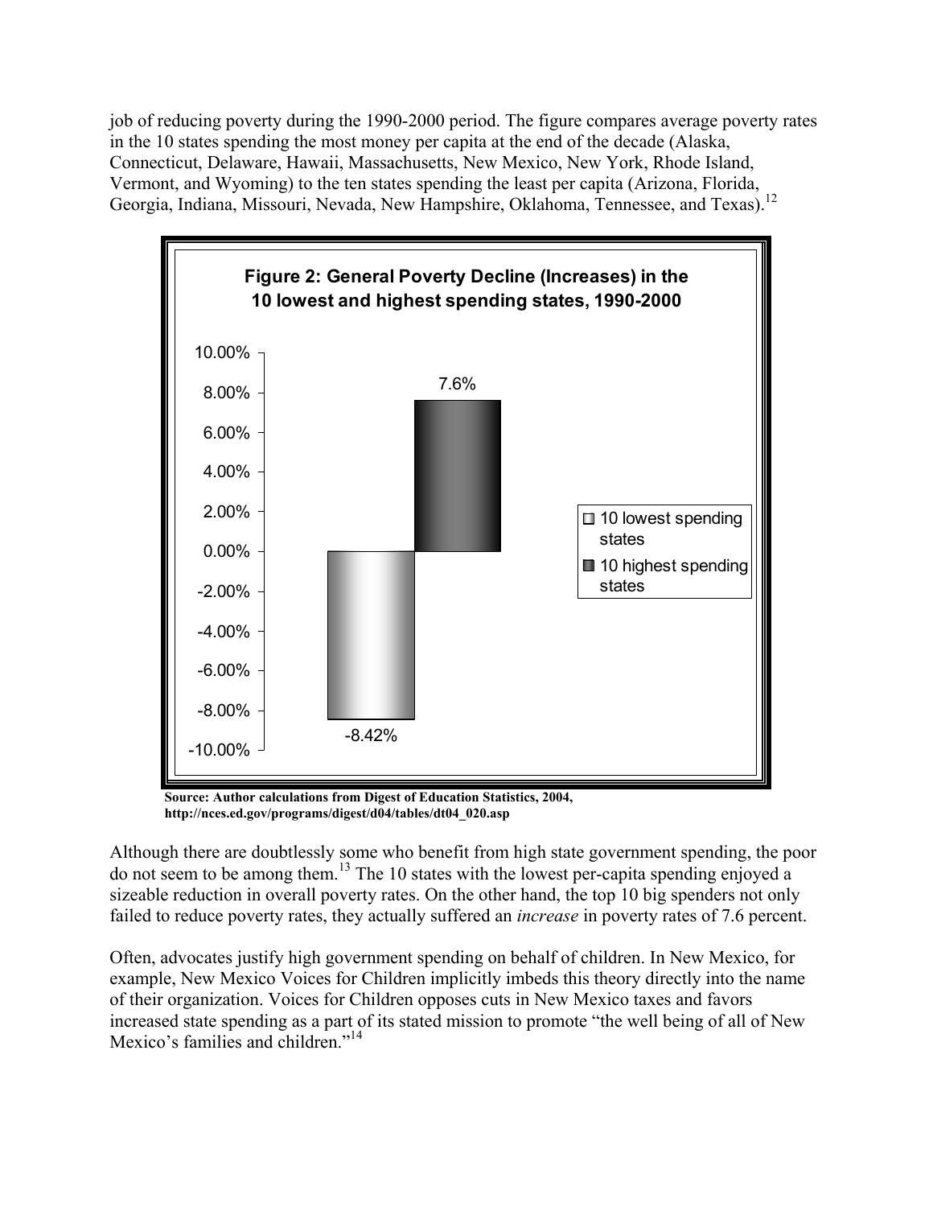job of reducing poverty during the 1990-2000 period. The figure compares average poverty rates in the 10 states spending the most money per capita at the end of the decade (Alaska, Connecticut, Delaware, Hawaii, Massachusetts, New Mexico, New York, Rhode Island, Vermont, and Wyoming) to the ten states spending the least per capita (Arizona, Florida, Georgia, Indiana, Missouri, Nevada, New Hampshire, Oklahoma, Tennessee, and Texas).[12]

**Figure 2: General Poverty Decline (Increases) in the 10 lowest and highest spending states, 1990-2000**

| | Change in poverty rate |
|---|---|
| 10 lowest spending states | -8.42% |
| 10 highest spending states | 7.6% |

**Source: Author calculations from Digest of Education Statistics, 2004, http://nces.ed.gov/programs/digest/d04/tables/dt04_020.asp**

Although there are doubtlessly some who benefit from high state government spending, the poor do not seem to be among them.[13] The 10 states with the lowest per-capita spending enjoyed a sizeable reduction in overall poverty rates. On the other hand, the top 10 big spenders not only failed to reduce poverty rates, they actually suffered an *increase* in poverty rates of 7.6 percent.

Often, advocates justify high government spending on behalf of children. In New Mexico, for example, New Mexico Voices for Children implicitly imbeds this theory directly into the name of their organization. Voices for Children opposes cuts in New Mexico taxes and favors increased state spending as a part of its stated mission to promote "the well being of all of New Mexico's families and children."[14]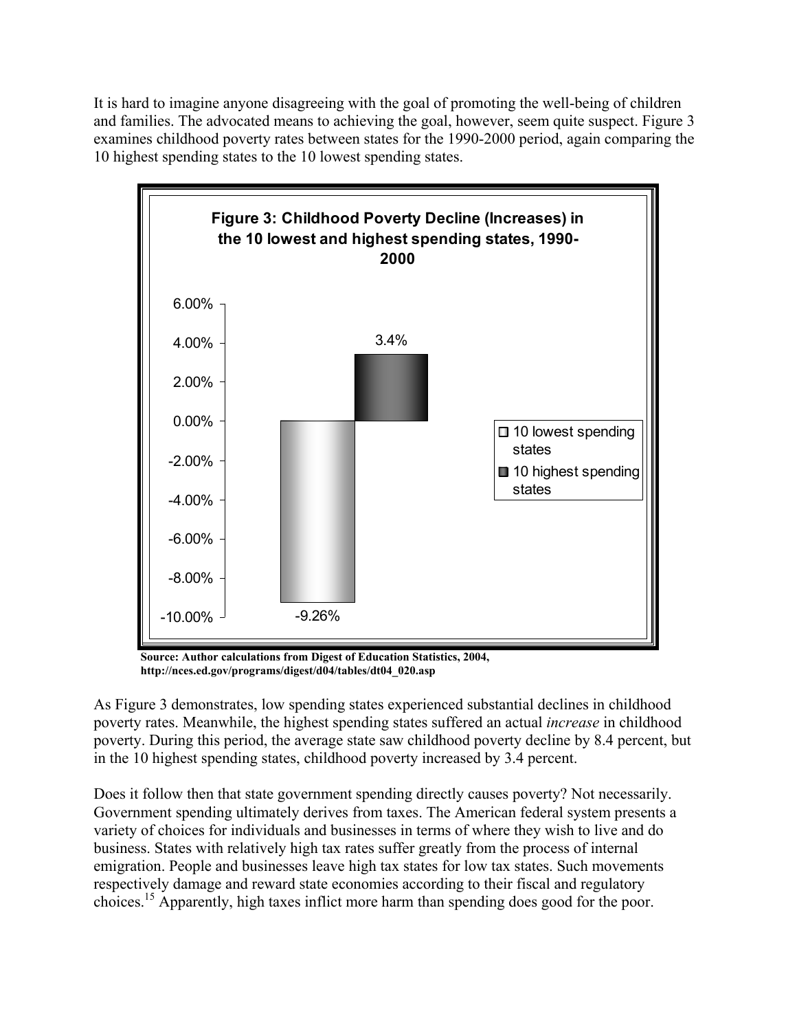It is hard to imagine anyone disagreeing with the goal of promoting the well-being of children and families. The advocated means to achieving the goal, however, seem quite suspect. Figure 3 examines childhood poverty rates between states for the 1990-2000 period, again comparing the 10 highest spending states to the 10 lowest spending states.

**Figure 3: Childhood Poverty Decline (Increases) in the 10 lowest and highest spending states, 1990-2000**

| | Change |
|---|---|
| 10 lowest spending states | -9.26% |
| 10 highest spending states | 3.4% |

**Source: Author calculations from Digest of Education Statistics, 2004, http://nces.ed.gov/programs/digest/d04/tables/dt04_020.asp**

As Figure 3 demonstrates, low spending states experienced substantial declines in childhood poverty rates. Meanwhile, the highest spending states suffered an actual *increase* in childhood poverty. During this period, the average state saw childhood poverty decline by 8.4 percent, but in the 10 highest spending states, childhood poverty increased by 3.4 percent.

Does it follow then that state government spending directly causes poverty? Not necessarily. Government spending ultimately derives from taxes. The American federal system presents a variety of choices for individuals and businesses in terms of where they wish to live and do business. States with relatively high tax rates suffer greatly from the process of internal emigration. People and businesses leave high tax states for low tax states. Such movements respectively damage and reward state economies according to their fiscal and regulatory choices.[15] Apparently, high taxes inflict more harm than spending does good for the poor.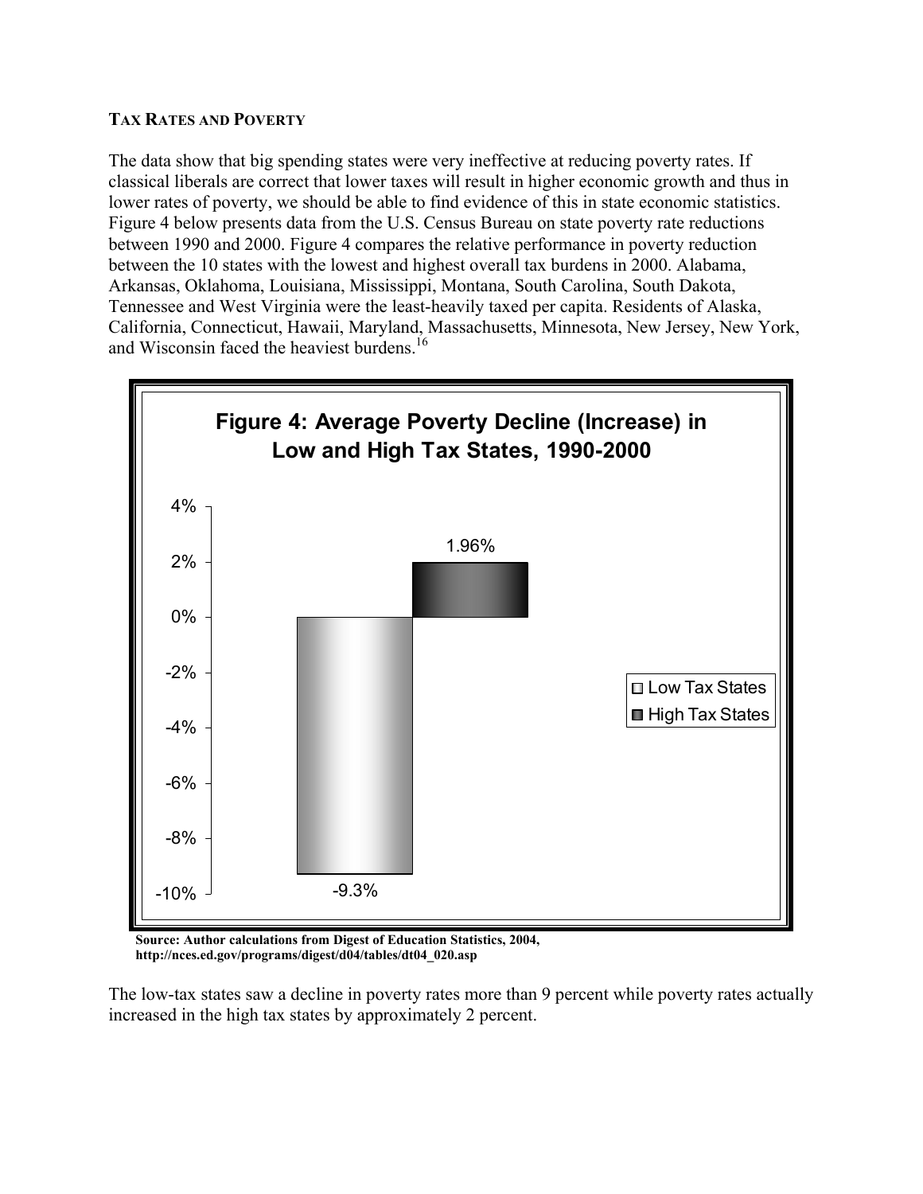**TAX RATES AND POVERTY**

The data show that big spending states were very ineffective at reducing poverty rates. If classical liberals are correct that lower taxes will result in higher economic growth and thus in lower rates of poverty, we should be able to find evidence of this in state economic statistics. Figure 4 below presents data from the U.S. Census Bureau on state poverty rate reductions between 1990 and 2000. Figure 4 compares the relative performance in poverty reduction between the 10 states with the lowest and highest overall tax burdens in 2000. Alabama, Arkansas, Oklahoma, Louisiana, Mississippi, Montana, South Carolina, South Dakota, Tennessee and West Virginia were the least-heavily taxed per capita. Residents of Alaska, California, Connecticut, Hawaii, Maryland, Massachusetts, Minnesota, New Jersey, New York, and Wisconsin faced the heaviest burdens.[16]

**Figure 4: Average Poverty Decline (Increase) in Low and High Tax States, 1990-2000**

| | Average Poverty Decline (Increase) |
|---|---|
| Low Tax States | -9.3% |
| High Tax States | 1.96% |

**Source: Author calculations from Digest of Education Statistics, 2004, http://nces.ed.gov/programs/digest/d04/tables/dt04_020.asp**

The low-tax states saw a decline in poverty rates more than 9 percent while poverty rates actually increased in the high tax states by approximately 2 percent.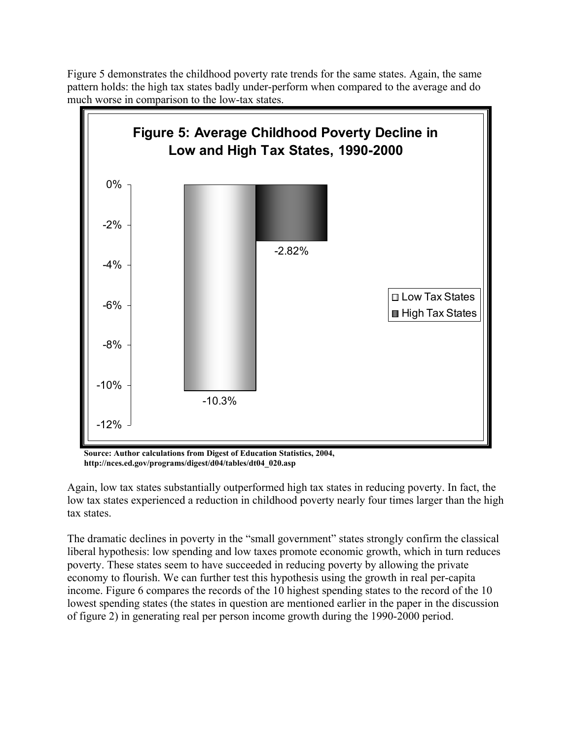Figure 5 demonstrates the childhood poverty rate trends for the same states. Again, the same pattern holds: the high tax states badly under-perform when compared to the average and do much worse in comparison to the low-tax states.

**Figure 5: Average Childhood Poverty Decline in Low and High Tax States, 1990-2000**

| | Low Tax States | High Tax States |
|---|---|---|
| Average Childhood Poverty Decline | -10.3% | -2.82% |

**Source: Author calculations from Digest of Education Statistics, 2004, http://nces.ed.gov/programs/digest/d04/tables/dt04_020.asp**

Again, low tax states substantially outperformed high tax states in reducing poverty. In fact, the low tax states experienced a reduction in childhood poverty nearly four times larger than the high tax states.

The dramatic declines in poverty in the "small government" states strongly confirm the classical liberal hypothesis: low spending and low taxes promote economic growth, which in turn reduces poverty. These states seem to have succeeded in reducing poverty by allowing the private economy to flourish. We can further test this hypothesis using the growth in real per-capita income. Figure 6 compares the records of the 10 highest spending states to the record of the 10 lowest spending states (the states in question are mentioned earlier in the paper in the discussion of figure 2) in generating real per person income growth during the 1990-2000 period.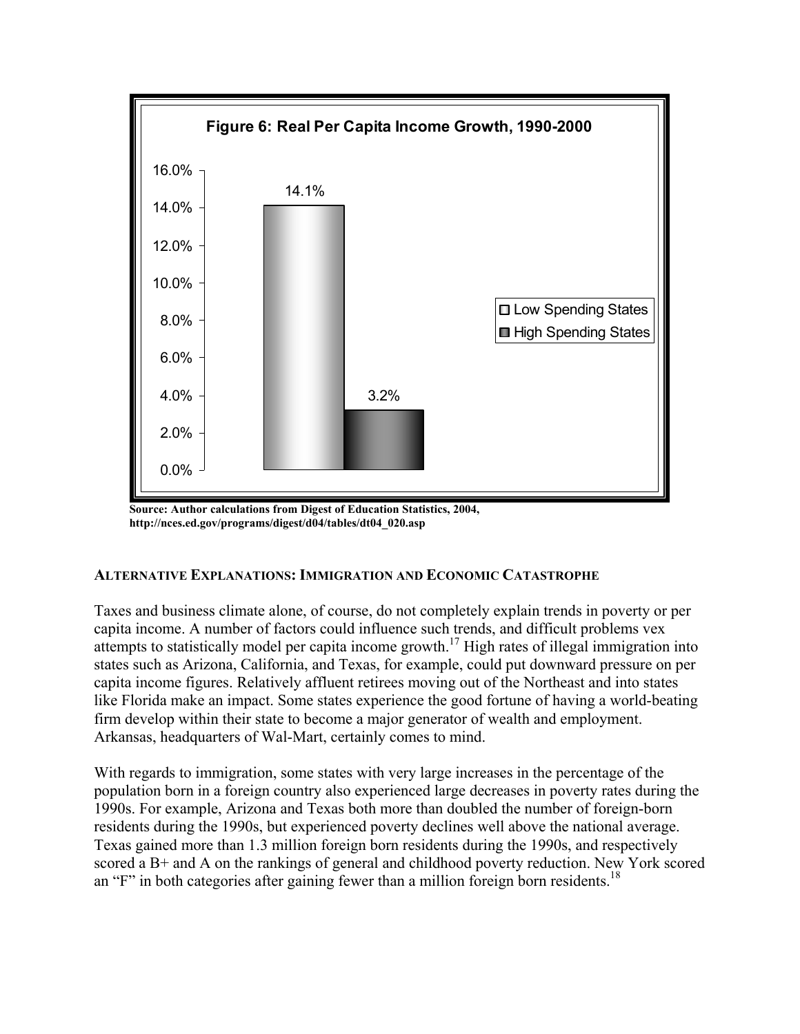**Figure 6: Real Per Capita Income Growth, 1990-2000**

| | Real Per Capita Income Growth |
|---|---|
| Low Spending States | 14.1% |
| High Spending States | 3.2% |

**Source: Author calculations from Digest of Education Statistics, 2004, http://nces.ed.gov/programs/digest/d04/tables/dt04_020.asp**

## ALTERNATIVE EXPLANATIONS: IMMIGRATION AND ECONOMIC CATASTROPHE

Taxes and business climate alone, of course, do not completely explain trends in poverty or per capita income. A number of factors could influence such trends, and difficult problems vex attempts to statistically model per capita income growth.[17] High rates of illegal immigration into states such as Arizona, California, and Texas, for example, could put downward pressure on per capita income figures. Relatively affluent retirees moving out of the Northeast and into states like Florida make an impact. Some states experience the good fortune of having a world-beating firm develop within their state to become a major generator of wealth and employment. Arkansas, headquarters of Wal-Mart, certainly comes to mind.

With regards to immigration, some states with very large increases in the percentage of the population born in a foreign country also experienced large decreases in poverty rates during the 1990s. For example, Arizona and Texas both more than doubled the number of foreign-born residents during the 1990s, but experienced poverty declines well above the national average. Texas gained more than 1.3 million foreign born residents during the 1990s, and respectively scored a B+ and A on the rankings of general and childhood poverty reduction. New York scored an "F" in both categories after gaining fewer than a million foreign born residents.[18]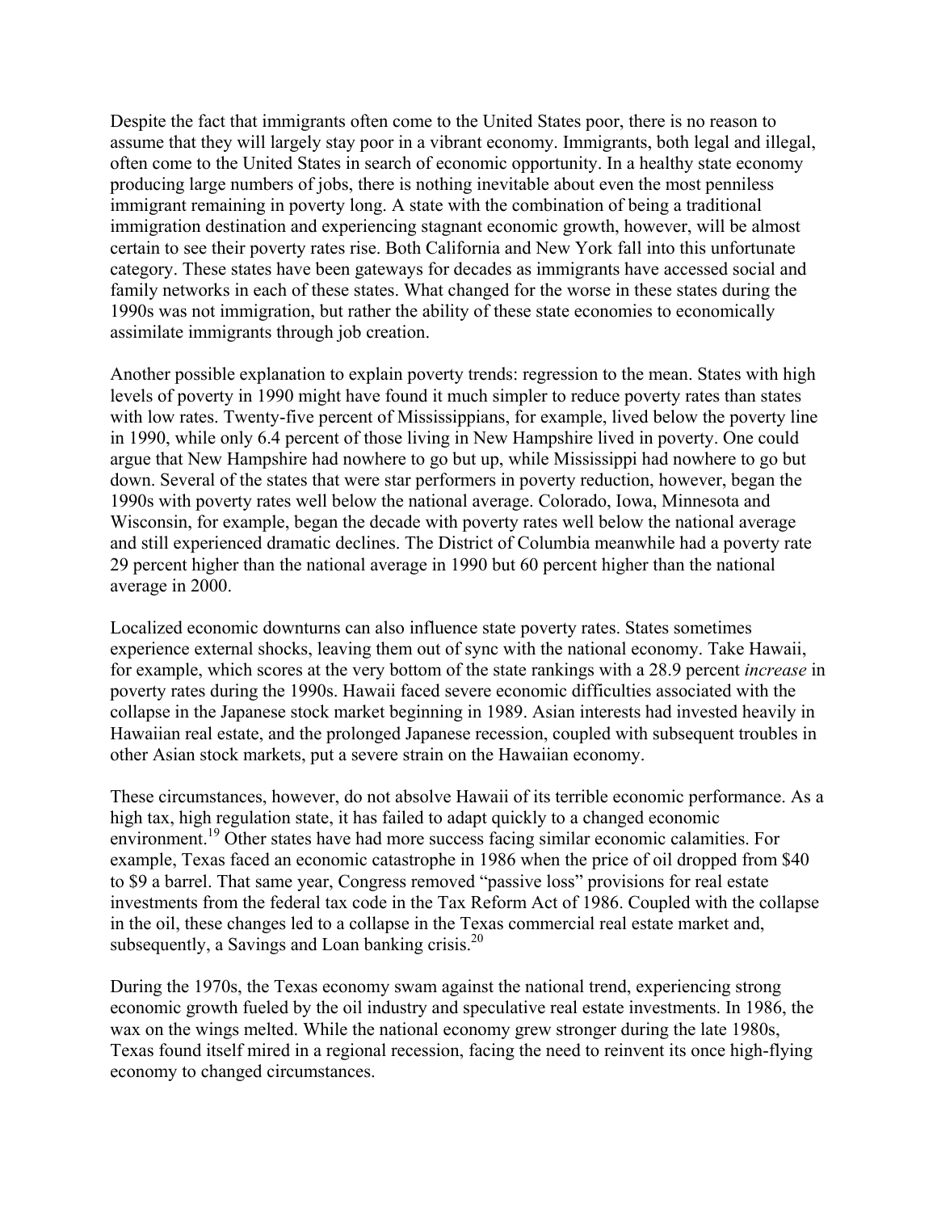Despite the fact that immigrants often come to the United States poor, there is no reason to assume that they will largely stay poor in a vibrant economy. Immigrants, both legal and illegal, often come to the United States in search of economic opportunity. In a healthy state economy producing large numbers of jobs, there is nothing inevitable about even the most penniless immigrant remaining in poverty long. A state with the combination of being a traditional immigration destination and experiencing stagnant economic growth, however, will be almost certain to see their poverty rates rise. Both California and New York fall into this unfortunate category. These states have been gateways for decades as immigrants have accessed social and family networks in each of these states. What changed for the worse in these states during the 1990s was not immigration, but rather the ability of these state economies to economically assimilate immigrants through job creation.

Another possible explanation to explain poverty trends: regression to the mean. States with high levels of poverty in 1990 might have found it much simpler to reduce poverty rates than states with low rates. Twenty-five percent of Mississippians, for example, lived below the poverty line in 1990, while only 6.4 percent of those living in New Hampshire lived in poverty. One could argue that New Hampshire had nowhere to go but up, while Mississippi had nowhere to go but down. Several of the states that were star performers in poverty reduction, however, began the 1990s with poverty rates well below the national average. Colorado, Iowa, Minnesota and Wisconsin, for example, began the decade with poverty rates well below the national average and still experienced dramatic declines. The District of Columbia meanwhile had a poverty rate 29 percent higher than the national average in 1990 but 60 percent higher than the national average in 2000.

Localized economic downturns can also influence state poverty rates. States sometimes experience external shocks, leaving them out of sync with the national economy. Take Hawaii, for example, which scores at the very bottom of the state rankings with a 28.9 percent *increase* in poverty rates during the 1990s. Hawaii faced severe economic difficulties associated with the collapse in the Japanese stock market beginning in 1989. Asian interests had invested heavily in Hawaiian real estate, and the prolonged Japanese recession, coupled with subsequent troubles in other Asian stock markets, put a severe strain on the Hawaiian economy.

These circumstances, however, do not absolve Hawaii of its terrible economic performance. As a high tax, high regulation state, it has failed to adapt quickly to a changed economic environment.[19] Other states have had more success facing similar economic calamities. For example, Texas faced an economic catastrophe in 1986 when the price of oil dropped from $40 to $9 a barrel. That same year, Congress removed "passive loss" provisions for real estate investments from the federal tax code in the Tax Reform Act of 1986. Coupled with the collapse in the oil, these changes led to a collapse in the Texas commercial real estate market and, subsequently, a Savings and Loan banking crisis.[20]

During the 1970s, the Texas economy swam against the national trend, experiencing strong economic growth fueled by the oil industry and speculative real estate investments. In 1986, the wax on the wings melted. While the national economy grew stronger during the late 1980s, Texas found itself mired in a regional recession, facing the need to reinvent its once high-flying economy to changed circumstances.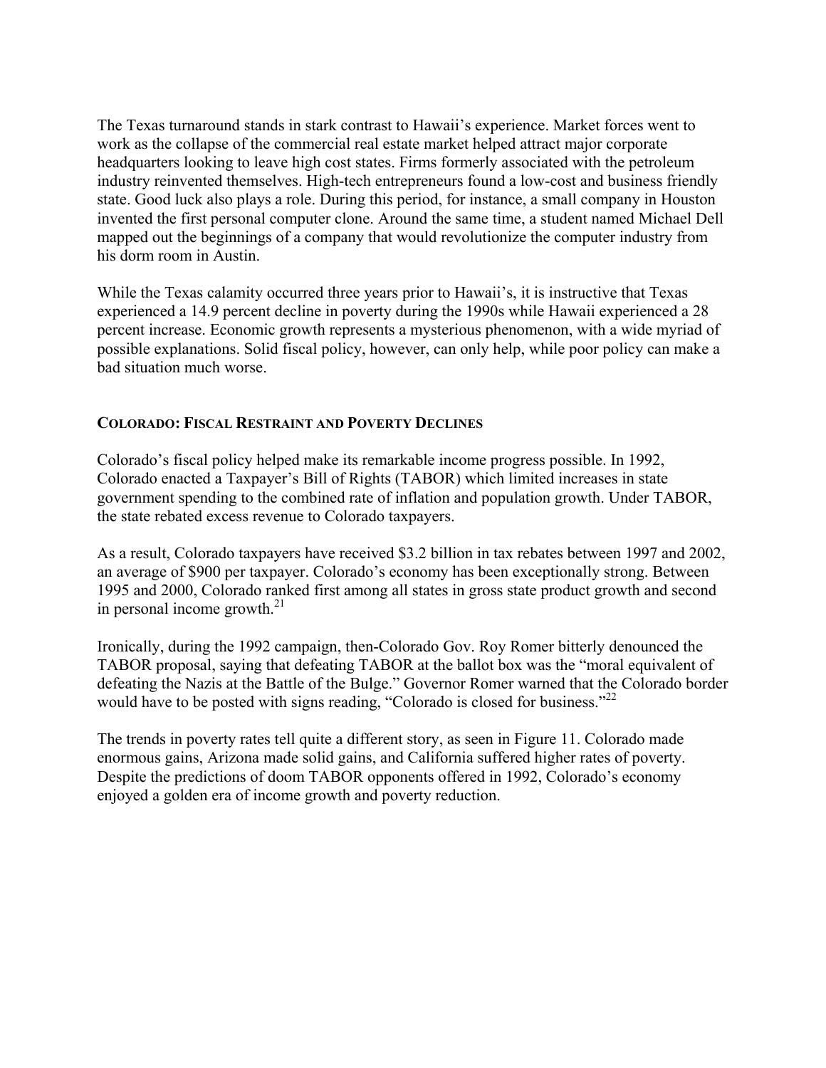The Texas turnaround stands in stark contrast to Hawaii's experience. Market forces went to work as the collapse of the commercial real estate market helped attract major corporate headquarters looking to leave high cost states. Firms formerly associated with the petroleum industry reinvented themselves. High-tech entrepreneurs found a low-cost and business friendly state. Good luck also plays a role. During this period, for instance, a small company in Houston invented the first personal computer clone. Around the same time, a student named Michael Dell mapped out the beginnings of a company that would revolutionize the computer industry from his dorm room in Austin.

While the Texas calamity occurred three years prior to Hawaii's, it is instructive that Texas experienced a 14.9 percent decline in poverty during the 1990s while Hawaii experienced a 28 percent increase. Economic growth represents a mysterious phenomenon, with a wide myriad of possible explanations. Solid fiscal policy, however, can only help, while poor policy can make a bad situation much worse.

## COLORADO: FISCAL RESTRAINT AND POVERTY DECLINES

Colorado's fiscal policy helped make its remarkable income progress possible. In 1992, Colorado enacted a Taxpayer's Bill of Rights (TABOR) which limited increases in state government spending to the combined rate of inflation and population growth. Under TABOR, the state rebated excess revenue to Colorado taxpayers.

As a result, Colorado taxpayers have received $3.2 billion in tax rebates between 1997 and 2002, an average of $900 per taxpayer. Colorado's economy has been exceptionally strong. Between 1995 and 2000, Colorado ranked first among all states in gross state product growth and second in personal income growth.[21]

Ironically, during the 1992 campaign, then-Colorado Gov. Roy Romer bitterly denounced the TABOR proposal, saying that defeating TABOR at the ballot box was the "moral equivalent of defeating the Nazis at the Battle of the Bulge." Governor Romer warned that the Colorado border would have to be posted with signs reading, "Colorado is closed for business."[22]

The trends in poverty rates tell quite a different story, as seen in Figure 11. Colorado made enormous gains, Arizona made solid gains, and California suffered higher rates of poverty. Despite the predictions of doom TABOR opponents offered in 1992, Colorado's economy enjoyed a golden era of income growth and poverty reduction.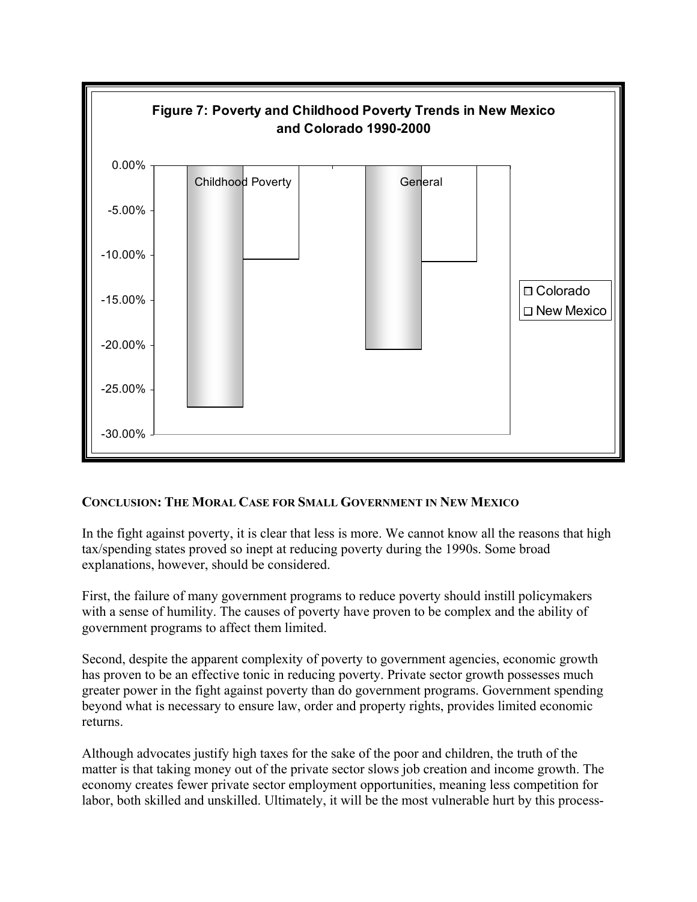**Figure 7: Poverty and Childhood Poverty Trends in New Mexico and Colorado 1990-2000**

**CONCLUSION: THE MORAL CASE FOR SMALL GOVERNMENT IN NEW MEXICO**

In the fight against poverty, it is clear that less is more. We cannot know all the reasons that high tax/spending states proved so inept at reducing poverty during the 1990s. Some broad explanations, however, should be considered.

First, the failure of many government programs to reduce poverty should instill policymakers with a sense of humility. The causes of poverty have proven to be complex and the ability of government programs to affect them limited.

Second, despite the apparent complexity of poverty to government agencies, economic growth has proven to be an effective tonic in reducing poverty. Private sector growth possesses much greater power in the fight against poverty than do government programs. Government spending beyond what is necessary to ensure law, order and property rights, provides limited economic returns.

Although advocates justify high taxes for the sake of the poor and children, the truth of the matter is that taking money out of the private sector slows job creation and income growth. The economy creates fewer private sector employment opportunities, meaning less competition for labor, both skilled and unskilled. Ultimately, it will be the most vulnerable hurt by this process-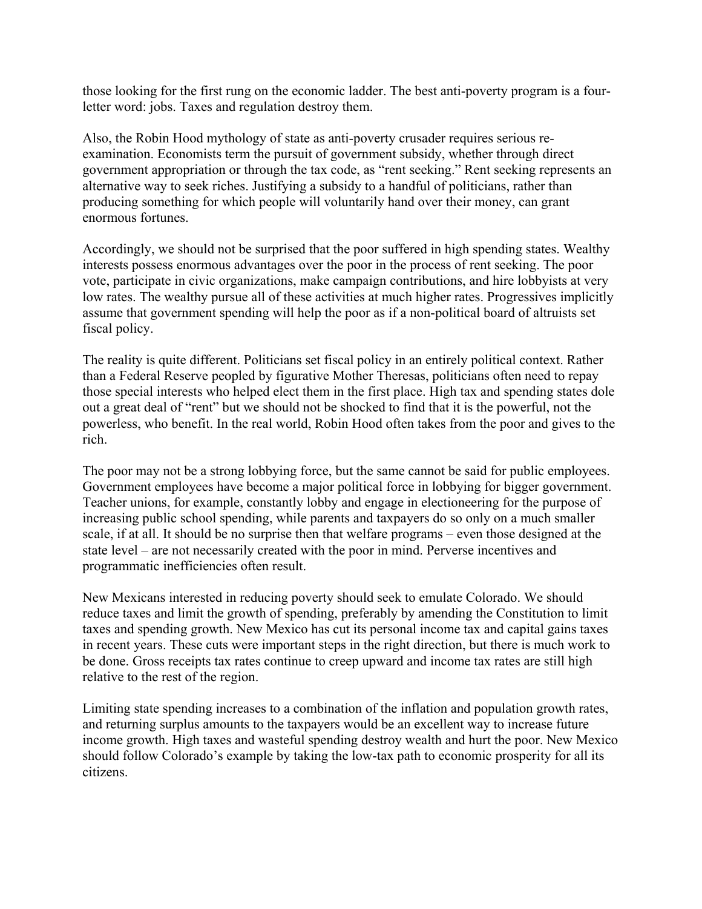those looking for the first rung on the economic ladder. The best anti-poverty program is a four-letter word: jobs. Taxes and regulation destroy them.

Also, the Robin Hood mythology of state as anti-poverty crusader requires serious re-examination. Economists term the pursuit of government subsidy, whether through direct government appropriation or through the tax code, as "rent seeking." Rent seeking represents an alternative way to seek riches. Justifying a subsidy to a handful of politicians, rather than producing something for which people will voluntarily hand over their money, can grant enormous fortunes.

Accordingly, we should not be surprised that the poor suffered in high spending states. Wealthy interests possess enormous advantages over the poor in the process of rent seeking. The poor vote, participate in civic organizations, make campaign contributions, and hire lobbyists at very low rates. The wealthy pursue all of these activities at much higher rates. Progressives implicitly assume that government spending will help the poor as if a non-political board of altruists set fiscal policy.

The reality is quite different. Politicians set fiscal policy in an entirely political context. Rather than a Federal Reserve peopled by figurative Mother Theresas, politicians often need to repay those special interests who helped elect them in the first place. High tax and spending states dole out a great deal of "rent" but we should not be shocked to find that it is the powerful, not the powerless, who benefit. In the real world, Robin Hood often takes from the poor and gives to the rich.

The poor may not be a strong lobbying force, but the same cannot be said for public employees. Government employees have become a major political force in lobbying for bigger government. Teacher unions, for example, constantly lobby and engage in electioneering for the purpose of increasing public school spending, while parents and taxpayers do so only on a much smaller scale, if at all. It should be no surprise then that welfare programs – even those designed at the state level – are not necessarily created with the poor in mind. Perverse incentives and programmatic inefficiencies often result.

New Mexicans interested in reducing poverty should seek to emulate Colorado. We should reduce taxes and limit the growth of spending, preferably by amending the Constitution to limit taxes and spending growth. New Mexico has cut its personal income tax and capital gains taxes in recent years. These cuts were important steps in the right direction, but there is much work to be done. Gross receipts tax rates continue to creep upward and income tax rates are still high relative to the rest of the region.

Limiting state spending increases to a combination of the inflation and population growth rates, and returning surplus amounts to the taxpayers would be an excellent way to increase future income growth. High taxes and wasteful spending destroy wealth and hurt the poor. New Mexico should follow Colorado's example by taking the low-tax path to economic prosperity for all its citizens.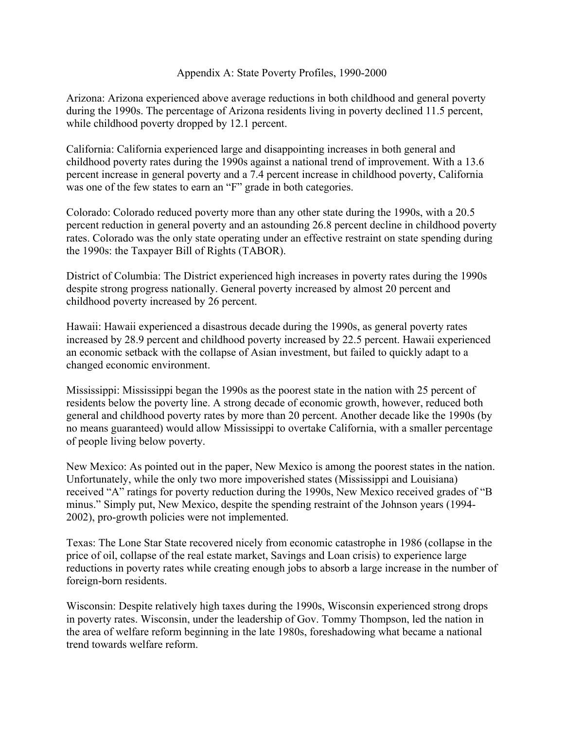# Appendix A: State Poverty Profiles, 1990-2000

Arizona: Arizona experienced above average reductions in both childhood and general poverty during the 1990s. The percentage of Arizona residents living in poverty declined 11.5 percent, while childhood poverty dropped by 12.1 percent.

California: California experienced large and disappointing increases in both general and childhood poverty rates during the 1990s against a national trend of improvement. With a 13.6 percent increase in general poverty and a 7.4 percent increase in childhood poverty, California was one of the few states to earn an "F" grade in both categories.

Colorado: Colorado reduced poverty more than any other state during the 1990s, with a 20.5 percent reduction in general poverty and an astounding 26.8 percent decline in childhood poverty rates. Colorado was the only state operating under an effective restraint on state spending during the 1990s: the Taxpayer Bill of Rights (TABOR).

District of Columbia: The District experienced high increases in poverty rates during the 1990s despite strong progress nationally. General poverty increased by almost 20 percent and childhood poverty increased by 26 percent.

Hawaii: Hawaii experienced a disastrous decade during the 1990s, as general poverty rates increased by 28.9 percent and childhood poverty increased by 22.5 percent. Hawaii experienced an economic setback with the collapse of Asian investment, but failed to quickly adapt to a changed economic environment.

Mississippi: Mississippi began the 1990s as the poorest state in the nation with 25 percent of residents below the poverty line. A strong decade of economic growth, however, reduced both general and childhood poverty rates by more than 20 percent. Another decade like the 1990s (by no means guaranteed) would allow Mississippi to overtake California, with a smaller percentage of people living below poverty.

New Mexico: As pointed out in the paper, New Mexico is among the poorest states in the nation. Unfortunately, while the only two more impoverished states (Mississippi and Louisiana) received "A" ratings for poverty reduction during the 1990s, New Mexico received grades of "B minus." Simply put, New Mexico, despite the spending restraint of the Johnson years (1994-2002), pro-growth policies were not implemented.

Texas: The Lone Star State recovered nicely from economic catastrophe in 1986 (collapse in the price of oil, collapse of the real estate market, Savings and Loan crisis) to experience large reductions in poverty rates while creating enough jobs to absorb a large increase in the number of foreign-born residents.

Wisconsin: Despite relatively high taxes during the 1990s, Wisconsin experienced strong drops in poverty rates. Wisconsin, under the leadership of Gov. Tommy Thompson, led the nation in the area of welfare reform beginning in the late 1980s, foreshadowing what became a national trend towards welfare reform.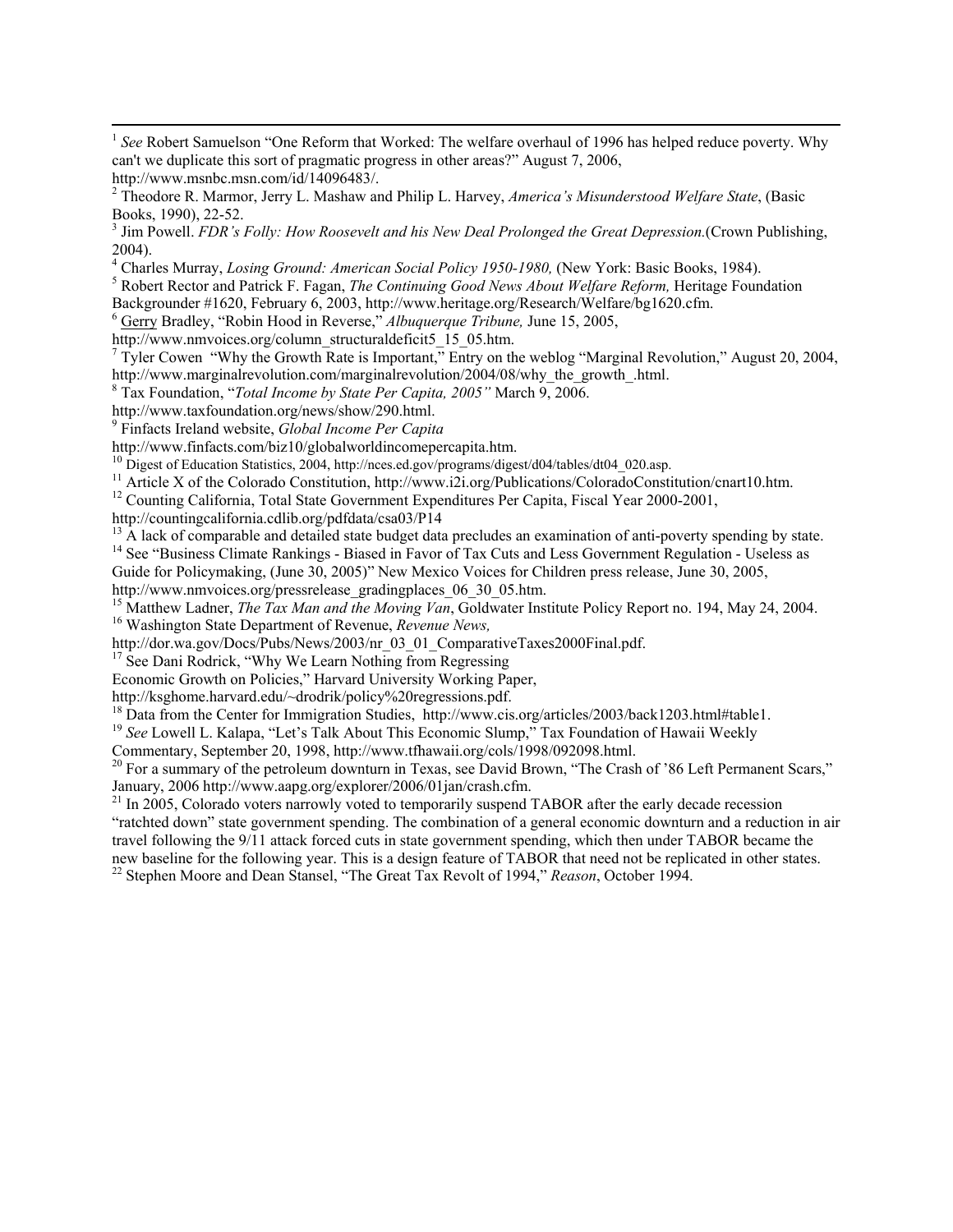[1] *See* Robert Samuelson "One Reform that Worked: The welfare overhaul of 1996 has helped reduce poverty. Why can't we duplicate this sort of pragmatic progress in other areas?" August 7, 2006, http://www.msnbc.msn.com/id/14096483/.

[2] Theodore R. Marmor, Jerry L. Mashaw and Philip L. Harvey, *America's Misunderstood Welfare State*, (Basic Books, 1990), 22-52.

[3] Jim Powell. *FDR's Folly: How Roosevelt and his New Deal Prolonged the Great Depression.*(Crown Publishing, 2004).

[4] Charles Murray, *Losing Ground: American Social Policy 1950-1980,* (New York: Basic Books, 1984).

[5] Robert Rector and Patrick F. Fagan, *The Continuing Good News About Welfare Reform,* Heritage Foundation Backgrounder #1620, February 6, 2003, http://www.heritage.org/Research/Welfare/bg1620.cfm.

[6] Gerry Bradley, "Robin Hood in Reverse," *Albuquerque Tribune,* June 15, 2005, http://www.nmvoices.org/column_structuraldeficit5_15_05.htm.

[7] Tyler Cowen "Why the Growth Rate is Important," Entry on the weblog "Marginal Revolution," August 20, 2004, http://www.marginalrevolution.com/marginalrevolution/2004/08/why_the_growth_.html.

[8] Tax Foundation, "*Total Income by State Per Capita, 2005"* March 9, 2006. http://www.taxfoundation.org/news/show/290.html.

[9] Finfacts Ireland website, *Global Income Per Capita* http://www.finfacts.com/biz10/globalworldincomepercapita.htm.

[10] Digest of Education Statistics, 2004, http://nces.ed.gov/programs/digest/d04/tables/dt04_020.asp.

[11] Article X of the Colorado Constitution, http://www.i2i.org/Publications/ColoradoConstitution/cnart10.htm.

[12] Counting California, Total State Government Expenditures Per Capita, Fiscal Year 2000-2001, http://countingcalifornia.cdlib.org/pdfdata/csa03/P14

[13] A lack of comparable and detailed state budget data precludes an examination of anti-poverty spending by state.

[14] See "Business Climate Rankings - Biased in Favor of Tax Cuts and Less Government Regulation - Useless as Guide for Policymaking, (June 30, 2005)" New Mexico Voices for Children press release, June 30, 2005, http://www.nmvoices.org/pressrelease_gradingplaces_06_30_05.htm.

[15] Matthew Ladner, *The Tax Man and the Moving Van*, Goldwater Institute Policy Report no. 194, May 24, 2004.

[16] Washington State Department of Revenue, *Revenue News,* http://dor.wa.gov/Docs/Pubs/News/2003/nr_03_01_ComparativeTaxes2000Final.pdf.

[17] See Dani Rodrick, "Why We Learn Nothing from Regressing Economic Growth on Policies," Harvard University Working Paper, http://ksghome.harvard.edu/~drodrik/policy%20regressions.pdf.

[18] Data from the Center for Immigration Studies, http://www.cis.org/articles/2003/back1203.html#table1.

[19] *See* Lowell L. Kalapa, "Let's Talk About This Economic Slump," Tax Foundation of Hawaii Weekly Commentary, September 20, 1998, http://www.tfhawaii.org/cols/1998/092098.html.

[20] For a summary of the petroleum downturn in Texas, see David Brown, "The Crash of '86 Left Permanent Scars," January, 2006 http://www.aapg.org/explorer/2006/01jan/crash.cfm.

[21] In 2005, Colorado voters narrowly voted to temporarily suspend TABOR after the early decade recession "ratchted down" state government spending. The combination of a general economic downturn and a reduction in air travel following the 9/11 attack forced cuts in state government spending, which then under TABOR became the new baseline for the following year. This is a design feature of TABOR that need not be replicated in other states.

[22] Stephen Moore and Dean Stansel, "The Great Tax Revolt of 1994," *Reason*, October 1994.